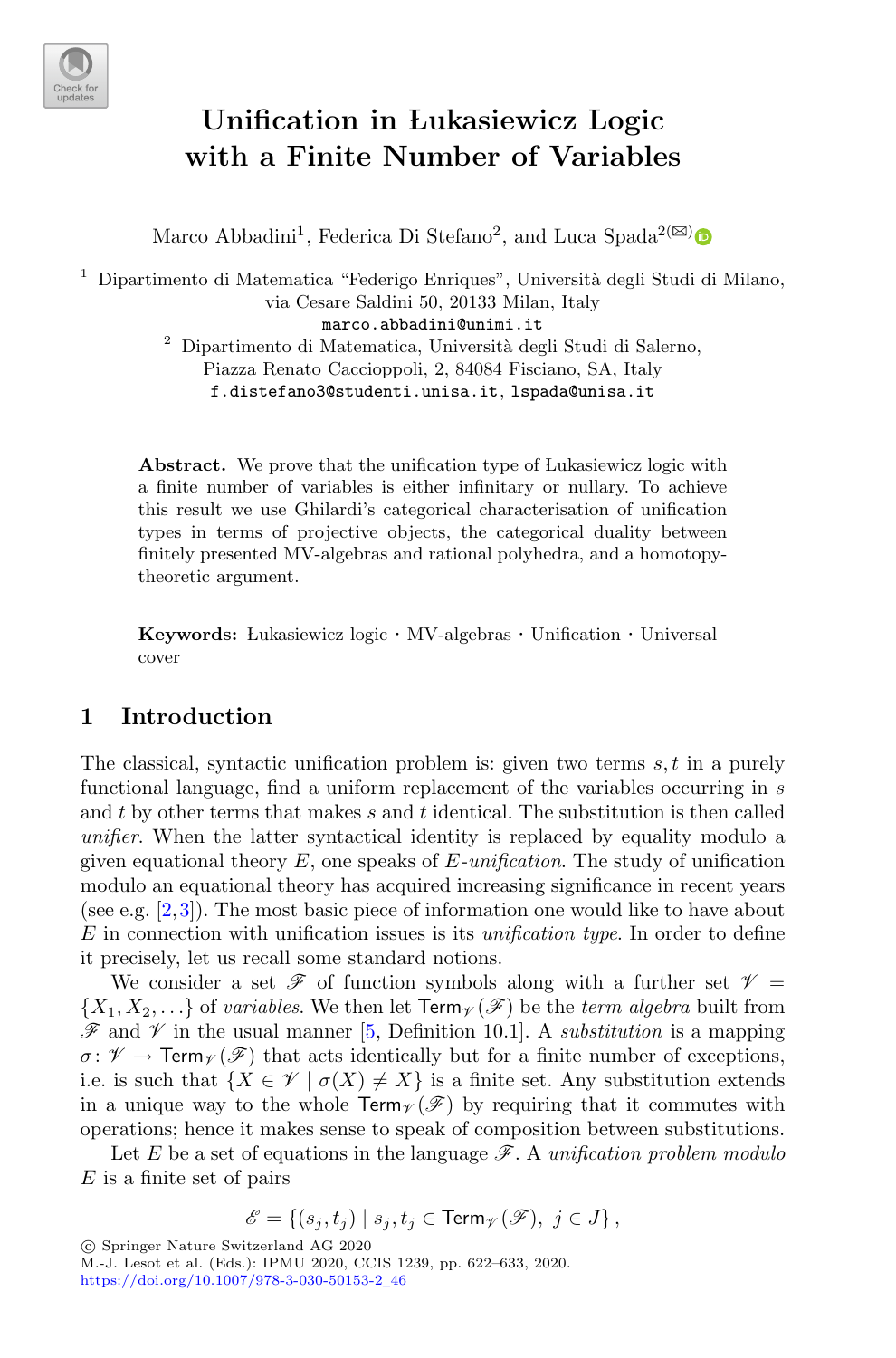# Unification in Łukasiewicz Logic with a Finite Number of Variables

Marco Abbadini[1], Federica Di Stefano[2], and Luca Spada[2(✉)]

[1] Dipartimento di Matematica "Federigo Enriques", Università degli Studi di Milano, via Cesare Saldini 50, 20133 Milan, Italy
marco.abbadini@unimi.it

[2] Dipartimento di Matematica, Università degli Studi di Salerno, Piazza Renato Caccioppoli, 2, 84084 Fisciano, SA, Italy
f.distefano3@studenti.unisa.it, lspada@unisa.it

**Abstract.** We prove that the unification type of Łukasiewicz logic with a finite number of variables is either infinitary or nullary. To achieve this result we use Ghilardi's categorical characterisation of unification types in terms of projective objects, the categorical duality between finitely presented MV-algebras and rational polyhedra, and a homotopy-theoretic argument.

**Keywords:** Łukasiewicz logic · MV-algebras · Unification · Universal cover

## 1 Introduction

The classical, syntactic unification problem is: given two terms $s, t$ in a purely functional language, find a uniform replacement of the variables occurring in $s$ and $t$ by other terms that makes $s$ and $t$ identical. The substitution is then called *unifier*. When the latter syntactical identity is replaced by equality modulo a given equational theory $E$, one speaks of *E-unification*. The study of unification modulo an equational theory has acquired increasing significance in recent years (see e.g. [2,3]). The most basic piece of information one would like to have about $E$ in connection with unification issues is its *unification type*. In order to define it precisely, let us recall some standard notions.

We consider a set $\mathscr{F}$ of function symbols along with a further set $\mathscr{V} = \{X_1, X_2, \ldots\}$ of *variables*. We then let $\mathsf{Term}_{\mathscr{V}}(\mathscr{F})$ be the *term algebra* built from $\mathscr{F}$ and $\mathscr{V}$ in the usual manner [5, Definition 10.1]. A *substitution* is a mapping $\sigma \colon \mathscr{V} \to \mathsf{Term}_{\mathscr{V}}(\mathscr{F})$ that acts identically but for a finite number of exceptions, i.e. is such that $\{X \in \mathscr{V} \mid \sigma(X) \neq X\}$ is a finite set. Any substitution extends in a unique way to the whole $\mathsf{Term}_{\mathscr{V}}(\mathscr{F})$ by requiring that it commutes with operations; hence it makes sense to speak of composition between substitutions.

Let $E$ be a set of equations in the language $\mathscr{F}$. A *unification problem modulo* $E$ is a finite set of pairs

$$\mathscr{E} = \{(s_j, t_j) \mid s_j, t_j \in \mathsf{Term}_{\mathscr{V}}(\mathscr{F}),\ j \in J\},$$

© Springer Nature Switzerland AG 2020
M.-J. Lesot et al. (Eds.): IPMU 2020, CCIS 1239, pp. 622–633, 2020.
https://doi.org/10.1007/978-3-030-50153-2_46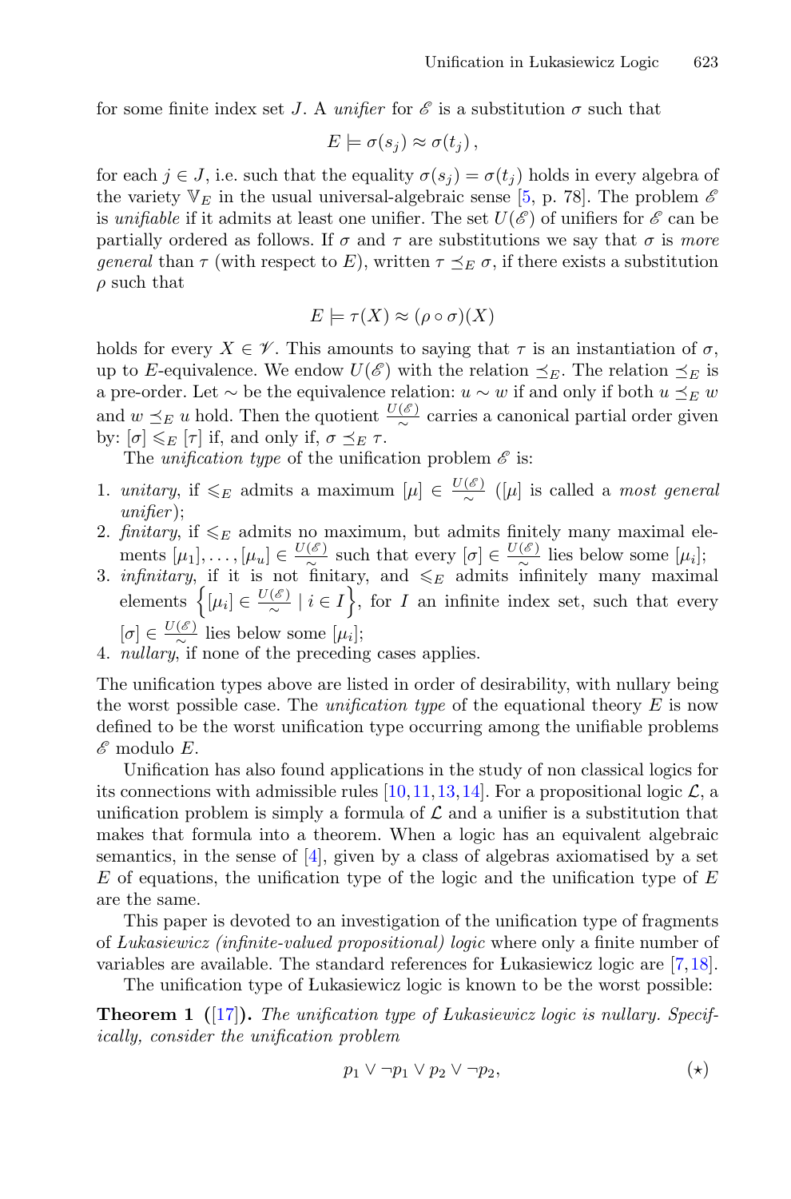for some finite index set $J$. A *unifier* for $\mathscr{E}$ is a substitution $\sigma$ such that

$$E \models \sigma(s_j) \approx \sigma(t_j)\,,$$

for each $j \in J$, i.e. such that the equality $\sigma(s_j) = \sigma(t_j)$ holds in every algebra of the variety $\mathbb{V}_E$ in the usual universal-algebraic sense [5, p. 78]. The problem $\mathscr{E}$ is *unifiable* if it admits at least one unifier. The set $U(\mathscr{E})$ of unifiers for $\mathscr{E}$ can be partially ordered as follows. If $\sigma$ and $\tau$ are substitutions we say that $\sigma$ is *more general* than $\tau$ (with respect to $E$), written $\tau \preceq_E \sigma$, if there exists a substitution $\rho$ such that

$$E \models \tau(X) \approx (\rho \circ \sigma)(X)$$

holds for every $X \in \mathscr{V}$. This amounts to saying that $\tau$ is an instantiation of $\sigma$, up to $E$-equivalence. We endow $U(\mathscr{E})$ with the relation $\preceq_E$. The relation $\preceq_E$ is a pre-order. Let $\sim$ be the equivalence relation: $u \sim w$ if and only if both $u \preceq_E w$ and $w \preceq_E u$ hold. Then the quotient $\frac{U(\mathscr{E})}{\sim}$ carries a canonical partial order given by: $[\sigma] \leqslant_E [\tau]$ if, and only if, $\sigma \preceq_E \tau$.

The *unification type* of the unification problem $\mathscr{E}$ is:

1. *unitary*, if $\leqslant_E$ admits a maximum $[\mu] \in \frac{U(\mathscr{E})}{\sim}$ ($[\mu]$ is called a *most general unifier*);
2. *finitary*, if $\leqslant_E$ admits no maximum, but admits finitely many maximal elements $[\mu_1], \ldots, [\mu_u] \in \frac{U(\mathscr{E})}{\sim}$ such that every $[\sigma] \in \frac{U(\mathscr{E})}{\sim}$ lies below some $[\mu_i]$;
3. *infinitary*, if it is not finitary, and $\leqslant_E$ admits infinitely many maximal elements $\left\{[\mu_i] \in \frac{U(\mathscr{E})}{\sim} \mid i \in I\right\}$, for $I$ an infinite index set, such that every $[\sigma] \in \frac{U(\mathscr{E})}{\sim}$ lies below some $[\mu_i]$;
4. *nullary*, if none of the preceding cases applies.

The unification types above are listed in order of desirability, with nullary being the worst possible case. The *unification type* of the equational theory $E$ is now defined to be the worst unification type occurring among the unifiable problems $\mathscr{E}$ modulo $E$.

Unification has also found applications in the study of non classical logics for its connections with admissible rules [10,11,13,14]. For a propositional logic $\mathcal{L}$, a unification problem is simply a formula of $\mathcal{L}$ and a unifier is a substitution that makes that formula into a theorem. When a logic has an equivalent algebraic semantics, in the sense of [4], given by a class of algebras axiomatised by a set $E$ of equations, the unification type of the logic and the unification type of $E$ are the same.

This paper is devoted to an investigation of the unification type of fragments of *Łukasiewicz (infinite-valued propositional) logic* where only a finite number of variables are available. The standard references for Łukasiewicz logic are [7,18].

The unification type of Łukasiewicz logic is known to be the worst possible:

**Theorem 1** ([17]). *The unification type of Łukasiewicz logic is nullary. Specifically, consider the unification problem*

$$p_1 \vee \neg p_1 \vee p_2 \vee \neg p_2, \tag{$\star$}$$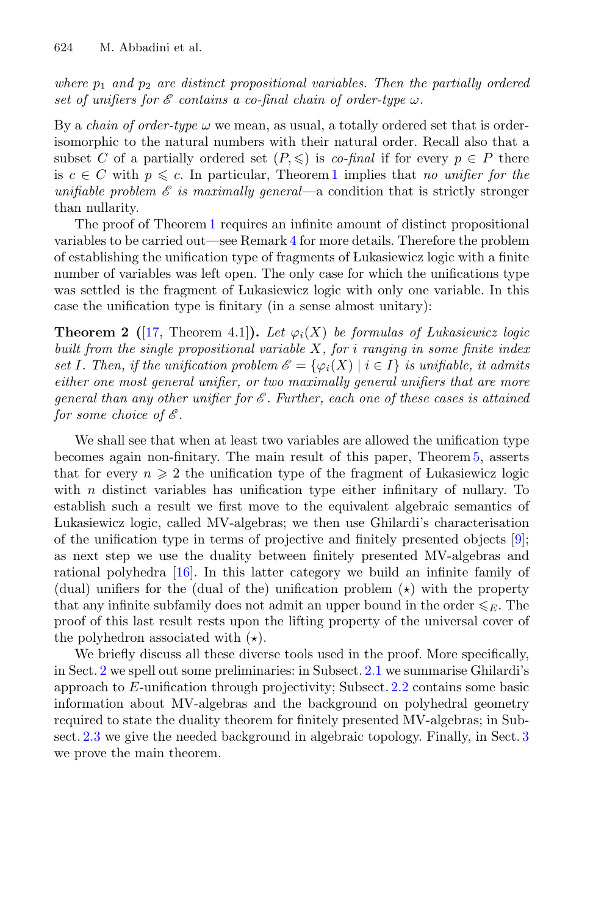*where $p_1$ and $p_2$ are distinct propositional variables. Then the partially ordered set of unifiers for $\mathscr{E}$ contains a co-final chain of order-type $\omega$.*

By a *chain of order-type* $\omega$ we mean, as usual, a totally ordered set that is order-isomorphic to the natural numbers with their natural order. Recall also that a subset $C$ of a partially ordered set $(P, \leqslant)$ is *co-final* if for every $p \in P$ there is $c \in C$ with $p \leqslant c$. In particular, Theorem 1 implies that *no unifier for the unifiable problem $\mathscr{E}$ is maximally general*—a condition that is strictly stronger than nullarity.

The proof of Theorem 1 requires an infinite amount of distinct propositional variables to be carried out—see Remark 4 for more details. Therefore the problem of establishing the unification type of fragments of Łukasiewicz logic with a finite number of variables was left open. The only case for which the unifications type was settled is the fragment of Łukasiewicz logic with only one variable. In this case the unification type is finitary (in a sense almost unitary):

**Theorem 2** **([17, Theorem 4.1]).** *Let $\varphi_i(X)$ be formulas of Łukasiewicz logic built from the single propositional variable $X$, for $i$ ranging in some finite index set $I$. Then, if the unification problem $\mathscr{E} = \{\varphi_i(X) \mid i \in I\}$ is unifiable, it admits either one most general unifier, or two maximally general unifiers that are more general than any other unifier for $\mathscr{E}$. Further, each one of these cases is attained for some choice of $\mathscr{E}$.*

We shall see that when at least two variables are allowed the unification type becomes again non-finitary. The main result of this paper, Theorem 5, asserts that for every $n \geqslant 2$ the unification type of the fragment of Łukasiewicz logic with $n$ distinct variables has unification type either infinitary of nullary. To establish such a result we first move to the equivalent algebraic semantics of Łukasiewicz logic, called MV-algebras; we then use Ghilardi's characterisation of the unification type in terms of projective and finitely presented objects [9]; as next step we use the duality between finitely presented MV-algebras and rational polyhedra [16]. In this latter category we build an infinite family of (dual) unifiers for the (dual of the) unification problem ($\star$) with the property that any infinite subfamily does not admit an upper bound in the order $\leqslant_E$. The proof of this last result rests upon the lifting property of the universal cover of the polyhedron associated with ($\star$).

We briefly discuss all these diverse tools used in the proof. More specifically, in Sect. 2 we spell out some preliminaries: in Subsect. 2.1 we summarise Ghilardi's approach to $E$-unification through projectivity; Subsect. 2.2 contains some basic information about MV-algebras and the background on polyhedral geometry required to state the duality theorem for finitely presented MV-algebras; in Subsect. 2.3 we give the needed background in algebraic topology. Finally, in Sect. 3 we prove the main theorem.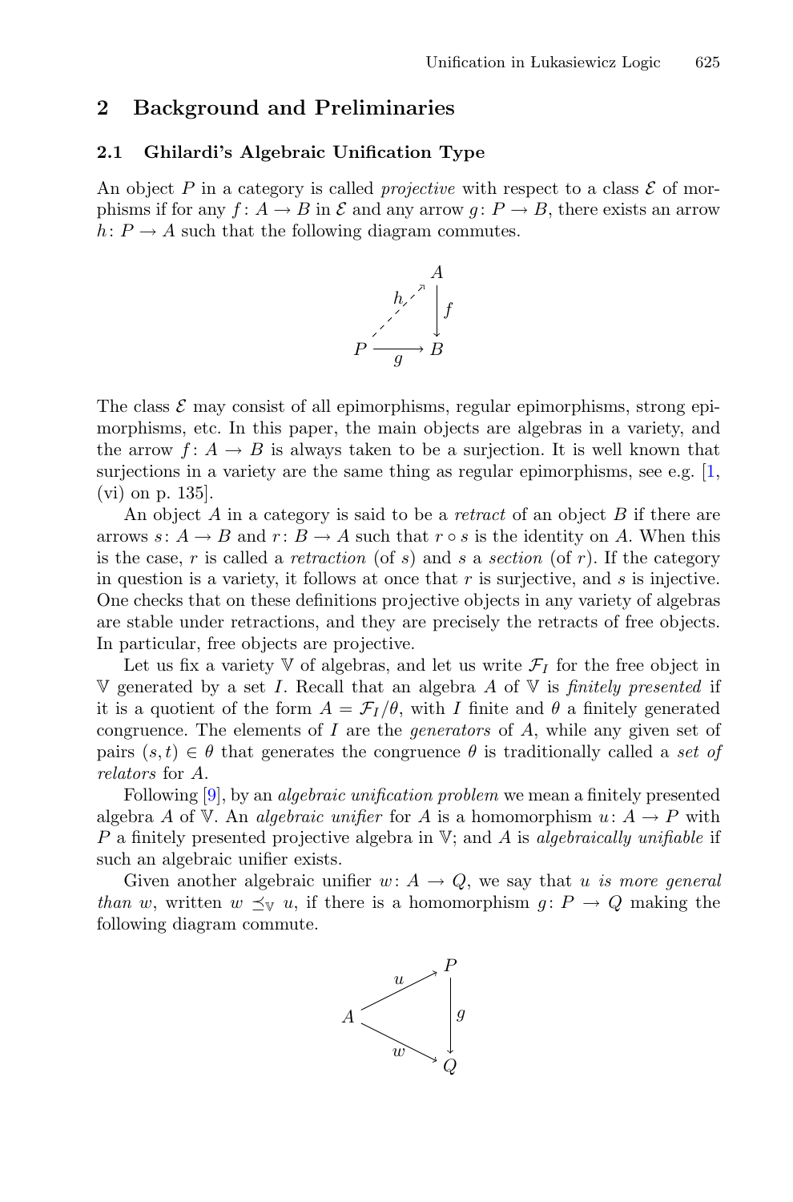## 2 Background and Preliminaries

### 2.1 Ghilardi's Algebraic Unification Type

An object $P$ in a category is called *projective* with respect to a class $\mathcal{E}$ of morphisms if for any $f\colon A \to B$ in $\mathcal{E}$ and any arrow $g\colon P \to B$, there exists an arrow $h\colon P \to A$ such that the following diagram commutes.

$$\begin{array}{ccc} & & A \\ & \overset{h}{\nearrow} & \downarrow f \\ P & \xrightarrow[g]{} & B \end{array}$$

The class $\mathcal{E}$ may consist of all epimorphisms, regular epimorphisms, strong epimorphisms, etc. In this paper, the main objects are algebras in a variety, and the arrow $f\colon A \to B$ is always taken to be a surjection. It is well known that surjections in a variety are the same thing as regular epimorphisms, see e.g. [1, (vi) on p. 135].

An object $A$ in a category is said to be a *retract* of an object $B$ if there are arrows $s\colon A \to B$ and $r\colon B \to A$ such that $r \circ s$ is the identity on $A$. When this is the case, $r$ is called a *retraction* (of $s$) and $s$ a *section* (of $r$). If the category in question is a variety, it follows at once that $r$ is surjective, and $s$ is injective. One checks that on these definitions projective objects in any variety of algebras are stable under retractions, and they are precisely the retracts of free objects. In particular, free objects are projective.

Let us fix a variety $\mathbb{V}$ of algebras, and let us write $\mathcal{F}_I$ for the free object in $\mathbb{V}$ generated by a set $I$. Recall that an algebra $A$ of $\mathbb{V}$ is *finitely presented* if it is a quotient of the form $A = \mathcal{F}_I/\theta$, with $I$ finite and $\theta$ a finitely generated congruence. The elements of $I$ are the *generators* of $A$, while any given set of pairs $(s, t) \in \theta$ that generates the congruence $\theta$ is traditionally called a *set of relators* for $A$.

Following [9], by an *algebraic unification problem* we mean a finitely presented algebra $A$ of $\mathbb{V}$. An *algebraic unifier* for $A$ is a homomorphism $u\colon A \to P$ with $P$ a finitely presented projective algebra in $\mathbb{V}$; and $A$ is *algebraically unifiable* if such an algebraic unifier exists.

Given another algebraic unifier $w\colon A \to Q$, we say that $u$ *is more general than* $w$, written $w \preceq_{\mathbb{V}} u$, if there is a homomorphism $g\colon P \to Q$ making the following diagram commute.

$$\begin{array}{ccc} & \overset{u}{\nearrow} & P \\ A & & \downarrow g \\ & \underset{w}{\searrow} & Q \end{array}$$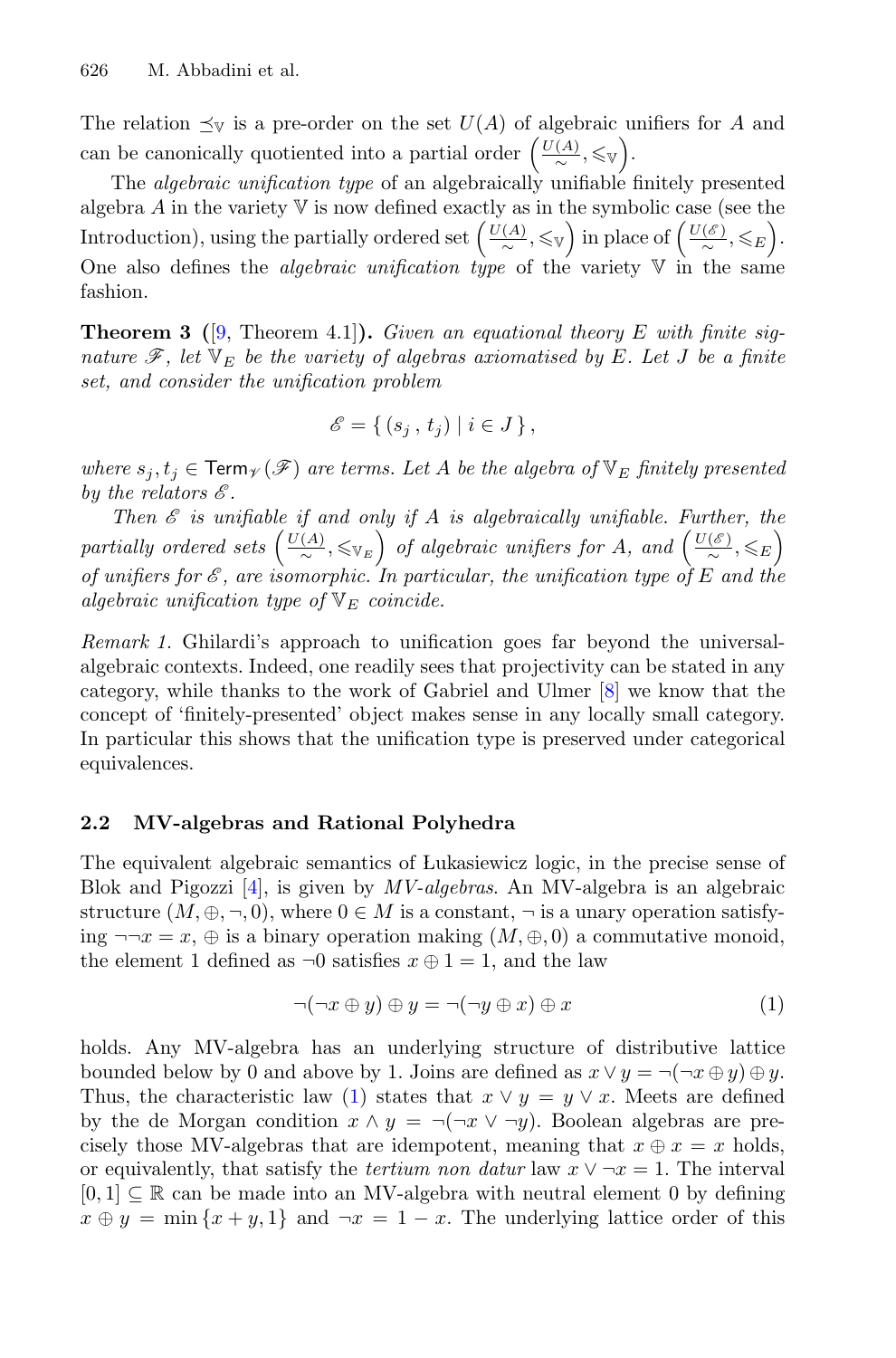The relation $\preceq_{\mathbb{V}}$ is a pre-order on the set $U(A)$ of algebraic unifiers for $A$ and can be canonically quotiented into a partial order $\left(\frac{U(A)}{\sim}, \leqslant_{\mathbb{V}}\right)$.

The *algebraic unification type* of an algebraically unifiable finitely presented algebra $A$ in the variety $\mathbb{V}$ is now defined exactly as in the symbolic case (see the Introduction), using the partially ordered set $\left(\frac{U(A)}{\sim}, \leqslant_{\mathbb{V}}\right)$ in place of $\left(\frac{U(\mathscr{E})}{\sim}, \leqslant_E\right)$. One also defines the *algebraic unification type* of the variety $\mathbb{V}$ in the same fashion.

**Theorem 3** ([9, Theorem 4.1])**.** *Given an equational theory $E$ with finite signature $\mathscr{F}$, let $\mathbb{V}_E$ be the variety of algebras axiomatised by $E$. Let $J$ be a finite set, and consider the unification problem*

$$\mathscr{E} = \{ (s_j , t_j) \mid i \in J \},$$

*where $s_j, t_j \in \mathsf{Term}_{\mathscr{V}}(\mathscr{F})$ are terms. Let $A$ be the algebra of $\mathbb{V}_E$ finitely presented by the relators $\mathscr{E}$.*

*Then $\mathscr{E}$ is unifiable if and only if $A$ is algebraically unifiable. Further, the partially ordered sets $\left(\frac{U(A)}{\sim}, \leqslant_{\mathbb{V}_E}\right)$ of algebraic unifiers for $A$, and $\left(\frac{U(\mathscr{E})}{\sim}, \leqslant_E\right)$ of unifiers for $\mathscr{E}$, are isomorphic. In particular, the unification type of $E$ and the algebraic unification type of $\mathbb{V}_E$ coincide.*

*Remark 1.* Ghilardi's approach to unification goes far beyond the universal-algebraic contexts. Indeed, one readily sees that projectivity can be stated in any category, while thanks to the work of Gabriel and Ulmer [8] we know that the concept of 'finitely-presented' object makes sense in any locally small category. In particular this shows that the unification type is preserved under categorical equivalences.

### 2.2 MV-algebras and Rational Polyhedra

The equivalent algebraic semantics of Łukasiewicz logic, in the precise sense of Blok and Pigozzi [4], is given by *MV-algebras*. An MV-algebra is an algebraic structure $(M, \oplus, \neg, 0)$, where $0 \in M$ is a constant, $\neg$ is a unary operation satisfying $\neg\neg x = x$, $\oplus$ is a binary operation making $(M, \oplus, 0)$ a commutative monoid, the element 1 defined as $\neg 0$ satisfies $x \oplus 1 = 1$, and the law

$$\neg(\neg x \oplus y) \oplus y = \neg(\neg y \oplus x) \oplus x \tag{1}$$

holds. Any MV-algebra has an underlying structure of distributive lattice bounded below by 0 and above by 1. Joins are defined as $x \vee y = \neg(\neg x \oplus y) \oplus y$. Thus, the characteristic law (1) states that $x \vee y = y \vee x$. Meets are defined by the de Morgan condition $x \wedge y = \neg(\neg x \vee \neg y)$. Boolean algebras are precisely those MV-algebras that are idempotent, meaning that $x \oplus x = x$ holds, or equivalently, that satisfy the *tertium non datur* law $x \vee \neg x = 1$. The interval $[0, 1] \subseteq \mathbb{R}$ can be made into an MV-algebra with neutral element 0 by defining $x \oplus y = \min\{x + y, 1\}$ and $\neg x = 1 - x$. The underlying lattice order of this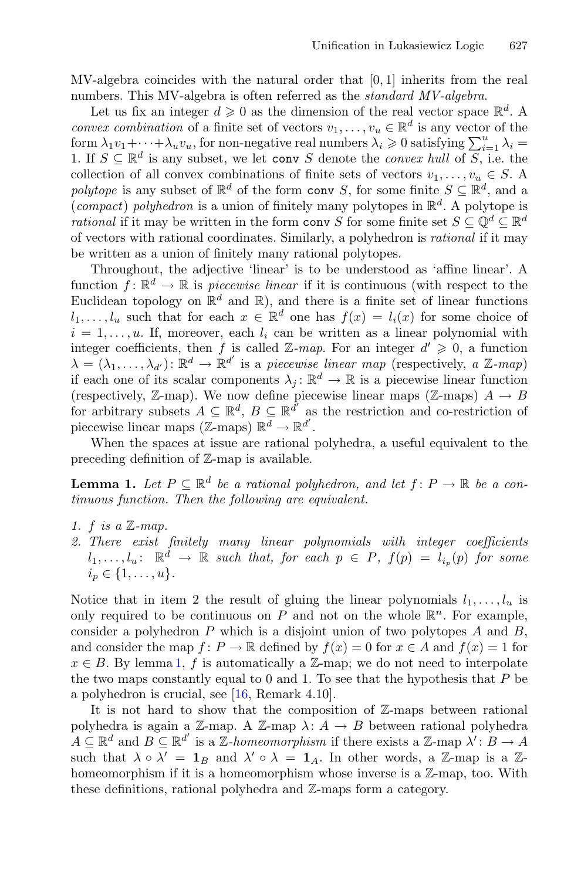MV-algebra coincides with the natural order that $[0,1]$ inherits from the real numbers. This MV-algebra is often referred as the *standard MV-algebra*.

Let us fix an integer $d \geqslant 0$ as the dimension of the real vector space $\mathbb{R}^d$. A *convex combination* of a finite set of vectors $v_1, \ldots, v_u \in \mathbb{R}^d$ is any vector of the form $\lambda_1 v_1 + \cdots + \lambda_u v_u$, for non-negative real numbers $\lambda_i \geqslant 0$ satisfying $\sum_{i=1}^{u} \lambda_i = 1$. If $S \subseteq \mathbb{R}^d$ is any subset, we let $\texttt{conv}\ S$ denote the *convex hull* of $S$, i.e. the collection of all convex combinations of finite sets of vectors $v_1, \ldots, v_u \in S$. A *polytope* is any subset of $\mathbb{R}^d$ of the form $\texttt{conv}\ S$, for some finite $S \subseteq \mathbb{R}^d$, and a (*compact*) *polyhedron* is a union of finitely many polytopes in $\mathbb{R}^d$. A polytope is *rational* if it may be written in the form $\texttt{conv}\ S$ for some finite set $S \subseteq \mathbb{Q}^d \subseteq \mathbb{R}^d$ of vectors with rational coordinates. Similarly, a polyhedron is *rational* if it may be written as a union of finitely many rational polytopes.

Throughout, the adjective 'linear' is to be understood as 'affine linear'. A function $f \colon \mathbb{R}^d \to \mathbb{R}$ is *piecewise linear* if it is continuous (with respect to the Euclidean topology on $\mathbb{R}^d$ and $\mathbb{R}$), and there is a finite set of linear functions $l_1, \ldots, l_u$ such that for each $x \in \mathbb{R}^d$ one has $f(x) = l_i(x)$ for some choice of $i = 1, \ldots, u$. If, moreover, each $l_i$ can be written as a linear polynomial with integer coefficients, then $f$ is called $\mathbb{Z}$-*map*. For an integer $d' \geqslant 0$, a function $\lambda = (\lambda_1, \ldots, \lambda_{d'}) \colon \mathbb{R}^d \to \mathbb{R}^{d'}$ is a *piecewise linear map* (respectively, *a* $\mathbb{Z}$-*map*) if each one of its scalar components $\lambda_j \colon \mathbb{R}^d \to \mathbb{R}$ is a piecewise linear function (respectively, $\mathbb{Z}$-map). We now define piecewise linear maps ($\mathbb{Z}$-maps) $A \to B$ for arbitrary subsets $A \subseteq \mathbb{R}^d$, $B \subseteq \mathbb{R}^{d'}$ as the restriction and co-restriction of piecewise linear maps ($\mathbb{Z}$-maps) $\mathbb{R}^d \to \mathbb{R}^{d'}$.

When the spaces at issue are rational polyhedra, a useful equivalent to the preceding definition of $\mathbb{Z}$-map is available.

**Lemma 1.** *Let $P \subseteq \mathbb{R}^d$ be a rational polyhedron, and let $f \colon P \to \mathbb{R}$ be a continuous function. Then the following are equivalent.*

1. *$f$ is a $\mathbb{Z}$-map.*
2. *There exist finitely many linear polynomials with integer coefficients $l_1, \ldots, l_u \colon \mathbb{R}^d \to \mathbb{R}$ such that, for each $p \in P$, $f(p) = l_{i_p}(p)$ for some $i_p \in \{1, \ldots, u\}$.*

Notice that in item 2 the result of gluing the linear polynomials $l_1, \ldots, l_u$ is only required to be continuous on $P$ and not on the whole $\mathbb{R}^n$. For example, consider a polyhedron $P$ which is a disjoint union of two polytopes $A$ and $B$, and consider the map $f \colon P \to \mathbb{R}$ defined by $f(x) = 0$ for $x \in A$ and $f(x) = 1$ for $x \in B$. By lemma 1, $f$ is automatically a $\mathbb{Z}$-map; we do not need to interpolate the two maps constantly equal to 0 and 1. To see that the hypothesis that $P$ be a polyhedron is crucial, see [16, Remark 4.10].

It is not hard to show that the composition of $\mathbb{Z}$-maps between rational polyhedra is again a $\mathbb{Z}$-map. A $\mathbb{Z}$-map $\lambda \colon A \to B$ between rational polyhedra $A \subseteq \mathbb{R}^d$ and $B \subseteq \mathbb{R}^{d'}$ is a $\mathbb{Z}$-*homeomorphism* if there exists a $\mathbb{Z}$-map $\lambda' \colon B \to A$ such that $\lambda \circ \lambda' = \mathbf{1}_B$ and $\lambda' \circ \lambda = \mathbf{1}_A$. In other words, a $\mathbb{Z}$-map is a $\mathbb{Z}$-homeomorphism if it is a homeomorphism whose inverse is a $\mathbb{Z}$-map, too. With these definitions, rational polyhedra and $\mathbb{Z}$-maps form a category.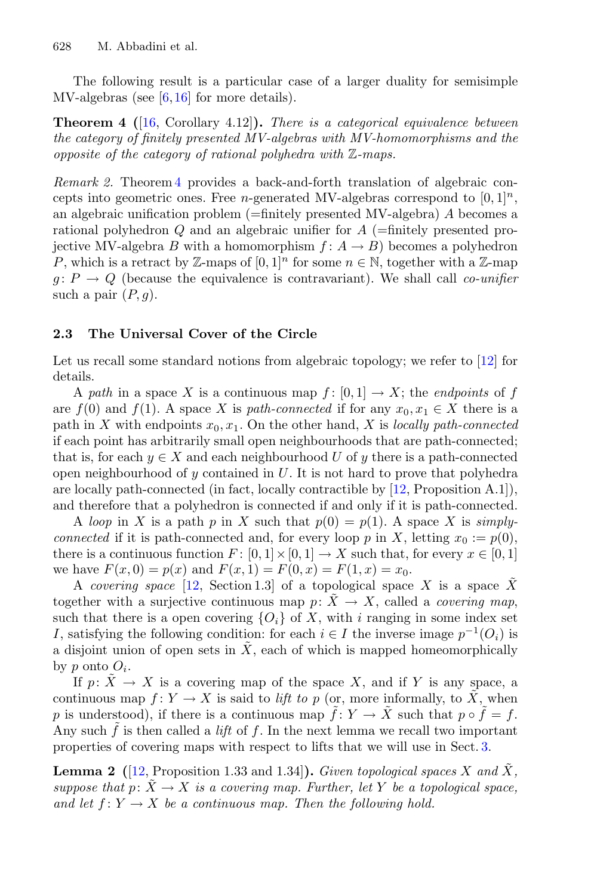The following result is a particular case of a larger duality for semisimple MV-algebras (see [6,16] for more details).

**Theorem 4** **([16, Corollary 4.12]).** *There is a categorical equivalence between the category of finitely presented MV-algebras with MV-homomorphisms and the opposite of the category of rational polyhedra with* $\mathbb{Z}$*-maps.*

*Remark 2.* Theorem 4 provides a back-and-forth translation of algebraic concepts into geometric ones. Free $n$-generated MV-algebras correspond to $[0,1]^n$, an algebraic unification problem (=finitely presented MV-algebra) $A$ becomes a rational polyhedron $Q$ and an algebraic unifier for $A$ (=finitely presented projective MV-algebra $B$ with a homomorphism $f: A \to B$) becomes a polyhedron $P$, which is a retract by $\mathbb{Z}$-maps of $[0,1]^n$ for some $n \in \mathbb{N}$, together with a $\mathbb{Z}$-map $g: P \to Q$ (because the equivalence is contravariant). We shall call *co-unifier* such a pair $(P, g)$.

### 2.3 The Universal Cover of the Circle

Let us recall some standard notions from algebraic topology; we refer to [12] for details.

A *path* in a space $X$ is a continuous map $f: [0,1] \to X$; the *endpoints* of $f$ are $f(0)$ and $f(1)$. A space $X$ is *path-connected* if for any $x_0, x_1 \in X$ there is a path in $X$ with endpoints $x_0, x_1$. On the other hand, $X$ is *locally path-connected* if each point has arbitrarily small open neighbourhoods that are path-connected; that is, for each $y \in X$ and each neighbourhood $U$ of $y$ there is a path-connected open neighbourhood of $y$ contained in $U$. It is not hard to prove that polyhedra are locally path-connected (in fact, locally contractible by [12, Proposition A.1]), and therefore that a polyhedron is connected if and only if it is path-connected.

A *loop* in $X$ is a path $p$ in $X$ such that $p(0) = p(1)$. A space $X$ is *simply-connected* if it is path-connected and, for every loop $p$ in $X$, letting $x_0 := p(0)$, there is a continuous function $F: [0,1] \times [0,1] \to X$ such that, for every $x \in [0,1]$ we have $F(x, 0) = p(x)$ and $F(x, 1) = F(0, x) = F(1, x) = x_0$.

A *covering space* [12, Section 1.3] of a topological space $X$ is a space $\tilde{X}$ together with a surjective continuous map $p: \tilde{X} \to X$, called a *covering map*, such that there is a open covering $\{O_i\}$ of $X$, with $i$ ranging in some index set $I$, satisfying the following condition: for each $i \in I$ the inverse image $p^{-1}(O_i)$ is a disjoint union of open sets in $\tilde{X}$, each of which is mapped homeomorphically by $p$ onto $O_i$.

If $p: \tilde{X} \to X$ is a covering map of the space $X$, and if $Y$ is any space, a continuous map $f: Y \to X$ is said to *lift to* $p$ (or, more informally, to $\tilde{X}$, when $p$ is understood), if there is a continuous map $\tilde{f}: Y \to \tilde{X}$ such that $p \circ \tilde{f} = f$. Any such $\tilde{f}$ is then called a *lift* of $f$. In the next lemma we recall two important properties of covering maps with respect to lifts that we will use in Sect. 3.

**Lemma 2** **([12, Proposition 1.33 and 1.34]).** *Given topological spaces* $X$ *and* $\tilde{X}$*, suppose that* $p: \tilde{X} \to X$ *is a covering map. Further, let* $Y$ *be a topological space, and let* $f: Y \to X$ *be a continuous map. Then the following hold.*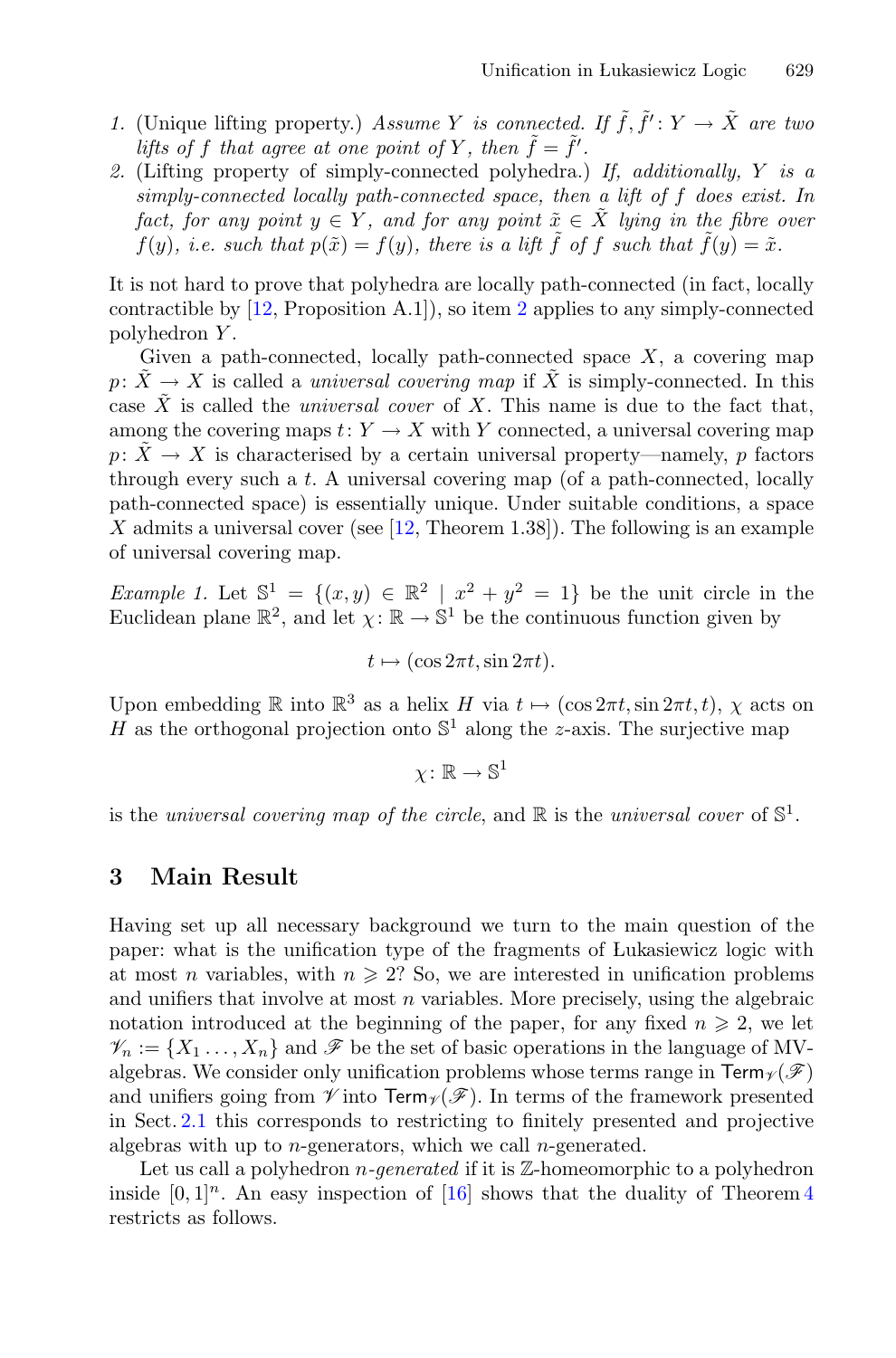1. (Unique lifting property.) *Assume $Y$ is connected. If $\tilde{f}, \tilde{f}' \colon Y \to \tilde{X}$ are two lifts of $f$ that agree at one point of $Y$, then $\tilde{f} = \tilde{f}'$.*
2. (Lifting property of simply-connected polyhedra.) *If, additionally, $Y$ is a simply-connected locally path-connected space, then a lift of $f$ does exist. In fact, for any point $y \in Y$, and for any point $\tilde{x} \in \tilde{X}$ lying in the fibre over $f(y)$, i.e. such that $p(\tilde{x}) = f(y)$, there is a lift $\tilde{f}$ of $f$ such that $\tilde{f}(y) = \tilde{x}$.*

It is not hard to prove that polyhedra are locally path-connected (in fact, locally contractible by [12, Proposition A.1]), so item 2 applies to any simply-connected polyhedron $Y$.

Given a path-connected, locally path-connected space $X$, a covering map $p \colon \tilde{X} \to X$ is called a *universal covering map* if $\tilde{X}$ is simply-connected. In this case $\tilde{X}$ is called the *universal cover* of $X$. This name is due to the fact that, among the covering maps $t \colon Y \to X$ with $Y$ connected, a universal covering map $p \colon \tilde{X} \to X$ is characterised by a certain universal property—namely, $p$ factors through every such a $t$. A universal covering map (of a path-connected, locally path-connected space) is essentially unique. Under suitable conditions, a space $X$ admits a universal cover (see [12, Theorem 1.38]). The following is an example of universal covering map.

*Example 1.* Let $\mathbb{S}^1 = \{(x, y) \in \mathbb{R}^2 \mid x^2 + y^2 = 1\}$ be the unit circle in the Euclidean plane $\mathbb{R}^2$, and let $\chi \colon \mathbb{R} \to \mathbb{S}^1$ be the continuous function given by

$$t \mapsto (\cos 2\pi t, \sin 2\pi t).$$

Upon embedding $\mathbb{R}$ into $\mathbb{R}^3$ as a helix $H$ via $t \mapsto (\cos 2\pi t, \sin 2\pi t, t)$, $\chi$ acts on $H$ as the orthogonal projection onto $\mathbb{S}^1$ along the $z$-axis. The surjective map

$$\chi \colon \mathbb{R} \to \mathbb{S}^1$$

is the *universal covering map of the circle*, and $\mathbb{R}$ is the *universal cover* of $\mathbb{S}^1$.

## 3 Main Result

Having set up all necessary background we turn to the main question of the paper: what is the unification type of the fragments of Łukasiewicz logic with at most $n$ variables, with $n \geqslant 2$? So, we are interested in unification problems and unifiers that involve at most $n$ variables. More precisely, using the algebraic notation introduced at the beginning of the paper, for any fixed $n \geqslant 2$, we let $\mathscr{V}_n := \{X_1 \ldots, X_n\}$ and $\mathscr{F}$ be the set of basic operations in the language of MV-algebras. We consider only unification problems whose terms range in $\mathsf{Term}_{\mathscr{V}}(\mathscr{F})$ and unifiers going from $\mathscr{V}$ into $\mathsf{Term}_{\mathscr{V}}(\mathscr{F})$. In terms of the framework presented in Sect. 2.1 this corresponds to restricting to finitely presented and projective algebras with up to $n$-generators, which we call $n$-generated.

Let us call a polyhedron *$n$-generated* if it is $\mathbb{Z}$-homeomorphic to a polyhedron inside $[0, 1]^n$. An easy inspection of [16] shows that the duality of Theorem 4 restricts as follows.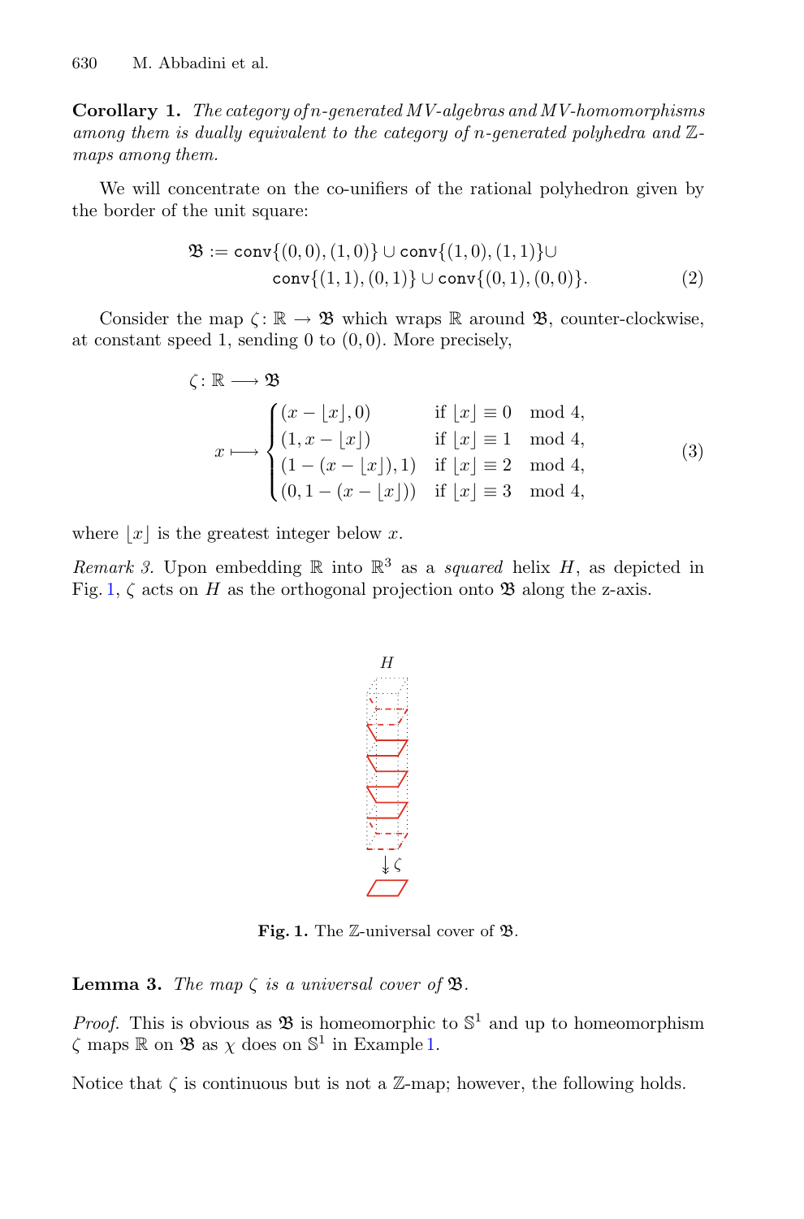**Corollary 1.** *The category of n-generated MV-algebras and MV-homomorphisms among them is dually equivalent to the category of n-generated polyhedra and $\mathbb{Z}$-maps among them.*

We will concentrate on the co-unifiers of the rational polyhedron given by the border of the unit square:

$$
\begin{aligned}
\mathfrak{B} := \texttt{conv}\{(0,0),(1,0)\} \cup \texttt{conv}\{(1,0),(1,1)\} \cup \\
\texttt{conv}\{(1,1),(0,1)\} \cup \texttt{conv}\{(0,1),(0,0)\}.
\end{aligned} \tag{2}
$$

Consider the map $\zeta\colon \mathbb{R} \to \mathfrak{B}$ which wraps $\mathbb{R}$ around $\mathfrak{B}$, counter-clockwise, at constant speed 1, sending 0 to $(0,0)$. More precisely,

$$
\begin{aligned}
&\zeta\colon \mathbb{R} \longrightarrow \mathfrak{B} \\
&x \longmapsto \begin{cases}
(x - \lfloor x \rfloor, 0) & \text{if } \lfloor x \rfloor \equiv 0 \mod 4, \\
(1, x - \lfloor x \rfloor) & \text{if } \lfloor x \rfloor \equiv 1 \mod 4, \\
(1 - (x - \lfloor x \rfloor), 1) & \text{if } \lfloor x \rfloor \equiv 2 \mod 4, \\
(0, 1 - (x - \lfloor x \rfloor)) & \text{if } \lfloor x \rfloor \equiv 3 \mod 4,
\end{cases}
\end{aligned} \tag{3}
$$

where $\lfloor x \rfloor$ is the greatest integer below $x$.

*Remark 3.* Upon embedding $\mathbb{R}$ into $\mathbb{R}^3$ as a *squared* helix $H$, as depicted in Fig. 1, $\zeta$ acts on $H$ as the orthogonal projection onto $\mathfrak{B}$ along the z-axis.

H

$\downarrow \zeta$

**Fig. 1.** The $\mathbb{Z}$-universal cover of $\mathfrak{B}$.

**Lemma 3.** *The map $\zeta$ is a universal cover of $\mathfrak{B}$.*

*Proof.* This is obvious as $\mathfrak{B}$ is homeomorphic to $\mathbb{S}^1$ and up to homeomorphism $\zeta$ maps $\mathbb{R}$ on $\mathfrak{B}$ as $\chi$ does on $\mathbb{S}^1$ in Example 1.

Notice that $\zeta$ is continuous but is not a $\mathbb{Z}$-map; however, the following holds.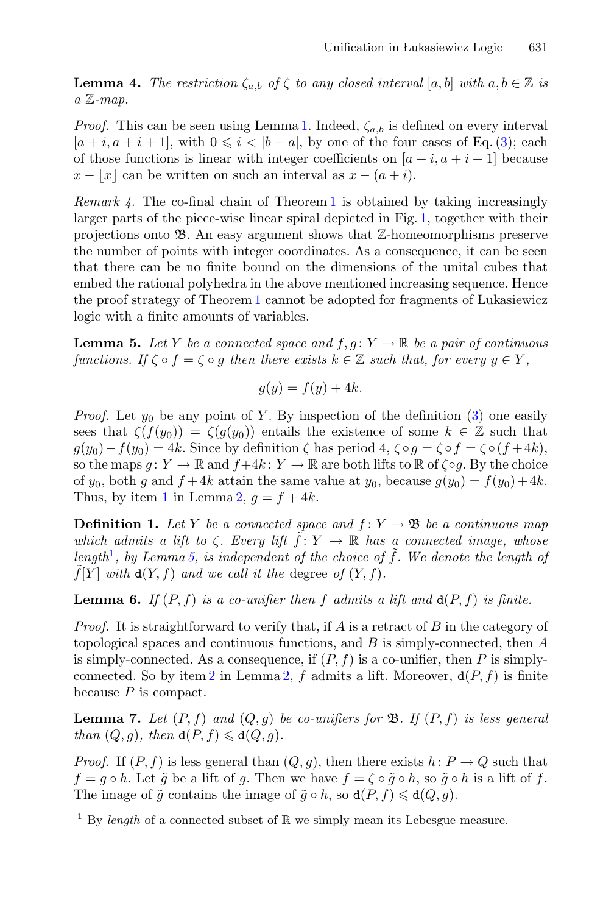**Lemma 4.** *The restriction $\zeta_{a,b}$ of $\zeta$ to any closed interval $[a,b]$ with $a,b \in \mathbb{Z}$ is a $\mathbb{Z}$-map.*

*Proof.* This can be seen using Lemma 1. Indeed, $\zeta_{a,b}$ is defined on every interval $[a+i, a+i+1]$, with $0 \leqslant i < |b-a|$, by one of the four cases of Eq. (3); each of those functions is linear with integer coefficients on $[a+i, a+i+1]$ because $x - \lfloor x \rfloor$ can be written on such an interval as $x - (a+i)$.

*Remark 4.* The co-final chain of Theorem 1 is obtained by taking increasingly larger parts of the piece-wise linear spiral depicted in Fig. 1, together with their projections onto $\mathfrak{B}$. An easy argument shows that $\mathbb{Z}$-homeomorphisms preserve the number of points with integer coordinates. As a consequence, it can be seen that there can be no finite bound on the dimensions of the unital cubes that embed the rational polyhedra in the above mentioned increasing sequence. Hence the proof strategy of Theorem 1 cannot be adopted for fragments of Łukasiewicz logic with a finite amounts of variables.

**Lemma 5.** *Let $Y$ be a connected space and $f, g\colon Y \to \mathbb{R}$ be a pair of continuous functions. If $\zeta \circ f = \zeta \circ g$ then there exists $k \in \mathbb{Z}$ such that, for every $y \in Y$,*

$$g(y) = f(y) + 4k.$$

*Proof.* Let $y_0$ be any point of $Y$. By inspection of the definition (3) one easily sees that $\zeta(f(y_0)) = \zeta(g(y_0))$ entails the existence of some $k \in \mathbb{Z}$ such that $g(y_0) - f(y_0) = 4k$. Since by definition $\zeta$ has period 4, $\zeta \circ g = \zeta \circ f = \zeta \circ (f + 4k)$, so the maps $g\colon Y \to \mathbb{R}$ and $f + 4k\colon Y \to \mathbb{R}$ are both lifts to $\mathbb{R}$ of $\zeta \circ g$. By the choice of $y_0$, both $g$ and $f + 4k$ attain the same value at $y_0$, because $g(y_0) = f(y_0) + 4k$. Thus, by item 1 in Lemma 2, $g = f + 4k$.

**Definition 1.** *Let $Y$ be a connected space and $f\colon Y \to \mathfrak{B}$ be a continuous map which admits a lift to $\zeta$. Every lift $\tilde{f}\colon Y \to \mathbb{R}$ has a connected image, whose length*[1]*, by Lemma 5, is independent of the choice of $\tilde{f}$. We denote the length of $\tilde{f}[Y]$ with $\mathtt{d}(Y, f)$ and we call it the* degree *of $(Y, f)$.*

**Lemma 6.** *If $(P, f)$ is a co-unifier then $f$ admits a lift and $\mathtt{d}(P, f)$ is finite.*

*Proof.* It is straightforward to verify that, if $A$ is a retract of $B$ in the category of topological spaces and continuous functions, and $B$ is simply-connected, then $A$ is simply-connected. As a consequence, if $(P, f)$ is a co-unifier, then $P$ is simply-connected. So by item 2 in Lemma 2, $f$ admits a lift. Moreover, $\mathtt{d}(P, f)$ is finite because $P$ is compact.

**Lemma 7.** *Let $(P, f)$ and $(Q, g)$ be co-unifiers for $\mathfrak{B}$. If $(P, f)$ is less general than $(Q, g)$, then $\mathtt{d}(P, f) \leqslant \mathtt{d}(Q, g)$.*

*Proof.* If $(P, f)$ is less general than $(Q, g)$, then there exists $h\colon P \to Q$ such that $f = g \circ h$. Let $\tilde{g}$ be a lift of $g$. Then we have $f = \zeta \circ \tilde{g} \circ h$, so $\tilde{g} \circ h$ is a lift of $f$. The image of $\tilde{g}$ contains the image of $\tilde{g} \circ h$, so $\mathtt{d}(P, f) \leqslant \mathtt{d}(Q, g)$.

[1] By *length* of a connected subset of $\mathbb{R}$ we simply mean its Lebesgue measure.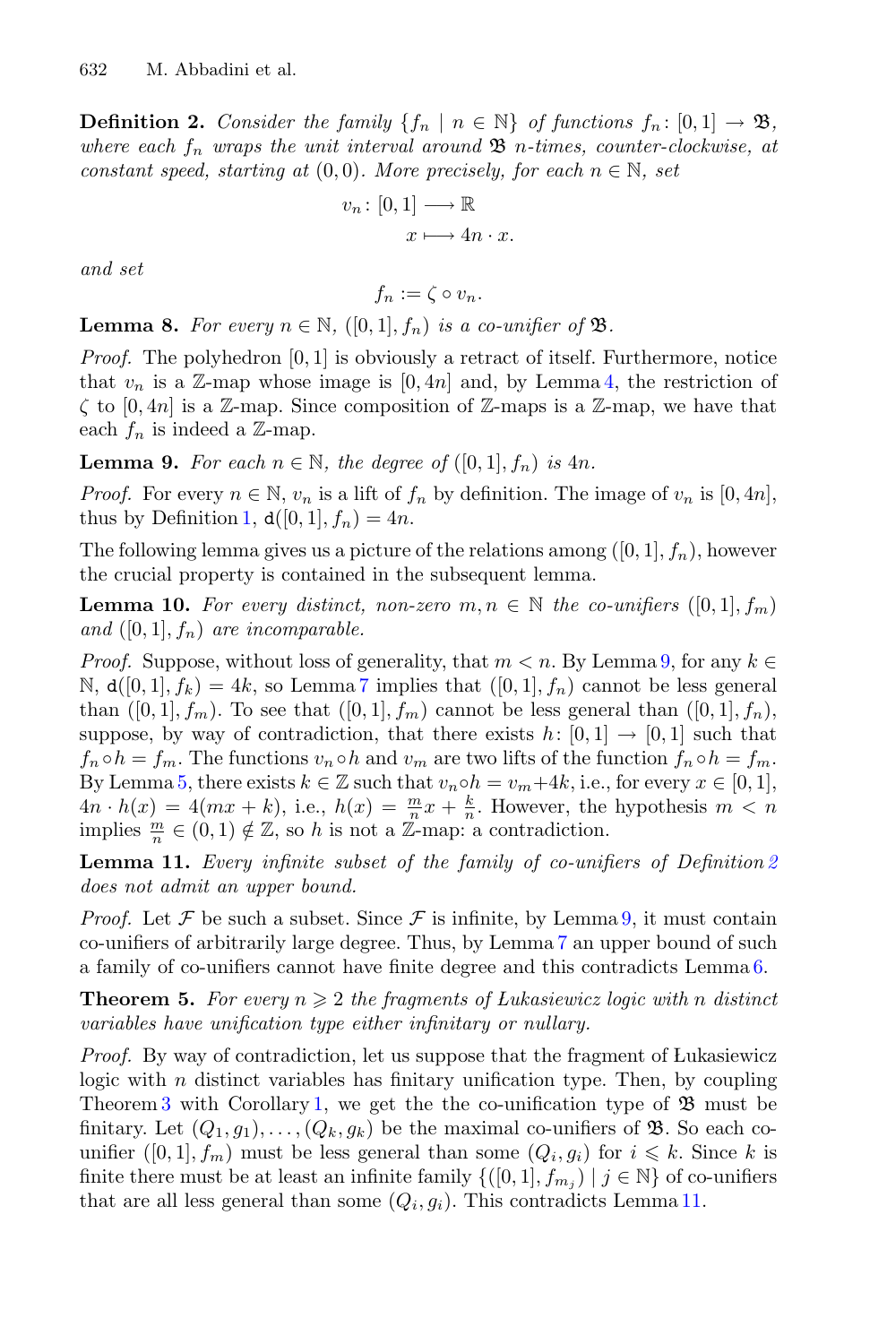**Definition 2.** *Consider the family* $\{f_n \mid n \in \mathbb{N}\}$ *of functions* $f_n \colon [0,1] \to \mathfrak{B}$, *where each* $f_n$ *wraps the unit interval around* $\mathfrak{B}$ *n-times, counter-clockwise, at constant speed, starting at* $(0,0)$. *More precisely, for each* $n \in \mathbb{N}$, *set*

$$v_n \colon [0,1] \longrightarrow \mathbb{R}$$
$$x \longmapsto 4n \cdot x.$$

*and set*

$$f_n := \zeta \circ v_n.$$

**Lemma 8.** *For every* $n \in \mathbb{N}$, $([0,1], f_n)$ *is a co-unifier of* $\mathfrak{B}$.

*Proof.* The polyhedron $[0,1]$ is obviously a retract of itself. Furthermore, notice that $v_n$ is a $\mathbb{Z}$-map whose image is $[0, 4n]$ and, by Lemma 4, the restriction of $\zeta$ to $[0, 4n]$ is a $\mathbb{Z}$-map. Since composition of $\mathbb{Z}$-maps is a $\mathbb{Z}$-map, we have that each $f_n$ is indeed a $\mathbb{Z}$-map.

**Lemma 9.** *For each* $n \in \mathbb{N}$, *the degree of* $([0,1], f_n)$ *is* $4n$.

*Proof.* For every $n \in \mathbb{N}$, $v_n$ is a lift of $f_n$ by definition. The image of $v_n$ is $[0, 4n]$, thus by Definition 1, $\mathtt{d}([0,1], f_n) = 4n$.

The following lemma gives us a picture of the relations among $([0,1], f_n)$, however the crucial property is contained in the subsequent lemma.

**Lemma 10.** *For every distinct, non-zero* $m, n \in \mathbb{N}$ *the co-unifiers* $([0,1], f_m)$ *and* $([0,1], f_n)$ *are incomparable.*

*Proof.* Suppose, without loss of generality, that $m < n$. By Lemma 9, for any $k \in \mathbb{N}$, $\mathtt{d}([0,1], f_k) = 4k$, so Lemma 7 implies that $([0,1], f_n)$ cannot be less general than $([0,1], f_m)$. To see that $([0,1], f_m)$ cannot be less general than $([0,1], f_n)$, suppose, by way of contradiction, that there exists $h \colon [0,1] \to [0,1]$ such that $f_n \circ h = f_m$. The functions $v_n \circ h$ and $v_m$ are two lifts of the function $f_n \circ h = f_m$. By Lemma 5, there exists $k \in \mathbb{Z}$ such that $v_n \circ h = v_m + 4k$, i.e., for every $x \in [0,1]$, $4n \cdot h(x) = 4(mx + k)$, i.e., $h(x) = \frac{m}{n}x + \frac{k}{n}$. However, the hypothesis $m < n$ implies $\frac{m}{n} \in (0,1) \notin \mathbb{Z}$, so $h$ is not a $\mathbb{Z}$-map: a contradiction.

**Lemma 11.** *Every infinite subset of the family of co-unifiers of Definition 2 does not admit an upper bound.*

*Proof.* Let $\mathcal{F}$ be such a subset. Since $\mathcal{F}$ is infinite, by Lemma 9, it must contain co-unifiers of arbitrarily large degree. Thus, by Lemma 7 an upper bound of such a family of co-unifiers cannot have finite degree and this contradicts Lemma 6.

**Theorem 5.** *For every* $n \geqslant 2$ *the fragments of Łukasiewicz logic with* $n$ *distinct variables have unification type either infinitary or nullary.*

*Proof.* By way of contradiction, let us suppose that the fragment of Łukasiewicz logic with $n$ distinct variables has finitary unification type. Then, by coupling Theorem 3 with Corollary 1, we get the the co-unification type of $\mathfrak{B}$ must be finitary. Let $(Q_1, g_1), \ldots, (Q_k, g_k)$ be the maximal co-unifiers of $\mathfrak{B}$. So each co-unifier $([0,1], f_m)$ must be less general than some $(Q_i, g_i)$ for $i \leqslant k$. Since $k$ is finite there must be at least an infinite family $\{([0,1], f_{m_j}) \mid j \in \mathbb{N}\}$ of co-unifiers that are all less general than some $(Q_i, g_i)$. This contradicts Lemma 11.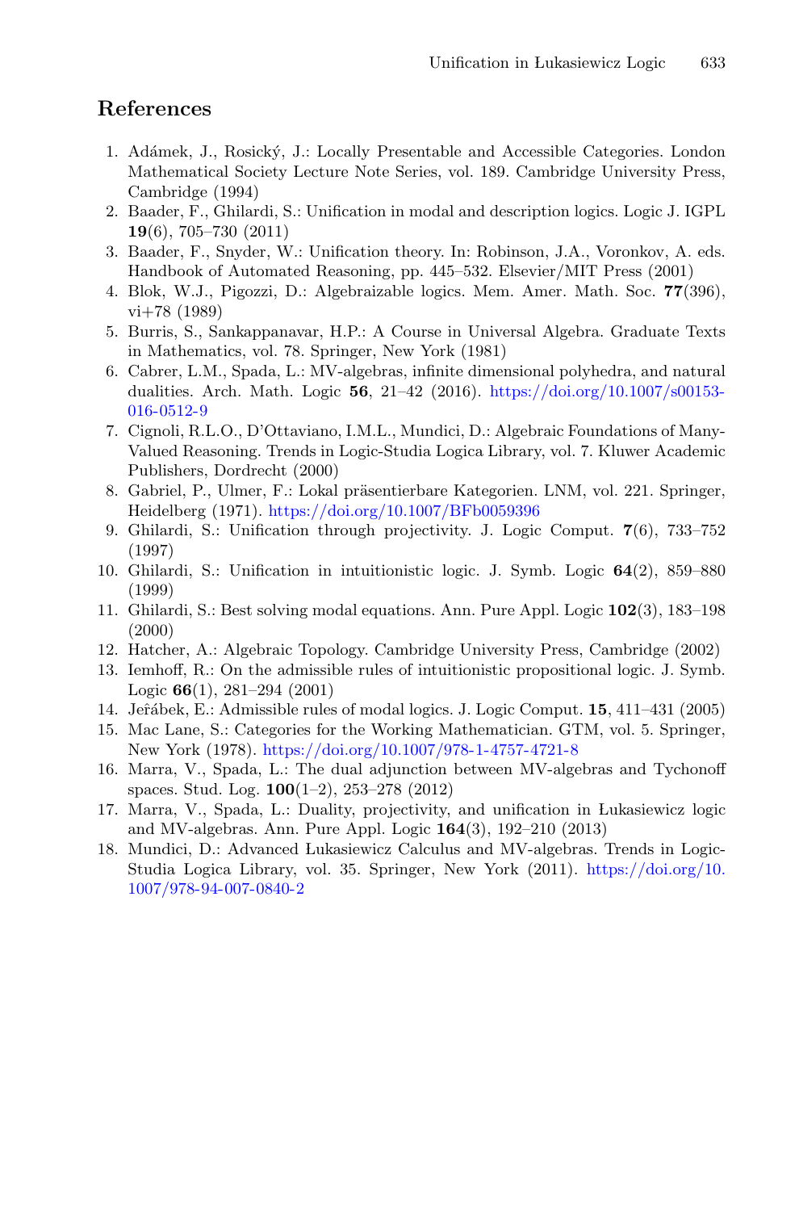## References

1. Adámek, J., Rosický, J.: Locally Presentable and Accessible Categories. London Mathematical Society Lecture Note Series, vol. 189. Cambridge University Press, Cambridge (1994)
2. Baader, F., Ghilardi, S.: Unification in modal and description logics. Logic J. IGPL **19**(6), 705–730 (2011)
3. Baader, F., Snyder, W.: Unification theory. In: Robinson, J.A., Voronkov, A. eds. Handbook of Automated Reasoning, pp. 445–532. Elsevier/MIT Press (2001)
4. Blok, W.J., Pigozzi, D.: Algebraizable logics. Mem. Amer. Math. Soc. **77**(396), vi+78 (1989)
5. Burris, S., Sankappanavar, H.P.: A Course in Universal Algebra. Graduate Texts in Mathematics, vol. 78. Springer, New York (1981)
6. Cabrer, L.M., Spada, L.: MV-algebras, infinite dimensional polyhedra, and natural dualities. Arch. Math. Logic **56**, 21–42 (2016). https://doi.org/10.1007/s00153-016-0512-9
7. Cignoli, R.L.O., D'Ottaviano, I.M.L., Mundici, D.: Algebraic Foundations of Many-Valued Reasoning. Trends in Logic-Studia Logica Library, vol. 7. Kluwer Academic Publishers, Dordrecht (2000)
8. Gabriel, P., Ulmer, F.: Lokal präsentierbare Kategorien. LNM, vol. 221. Springer, Heidelberg (1971). https://doi.org/10.1007/BFb0059396
9. Ghilardi, S.: Unification through projectivity. J. Logic Comput. **7**(6), 733–752 (1997)
10. Ghilardi, S.: Unification in intuitionistic logic. J. Symb. Logic **64**(2), 859–880 (1999)
11. Ghilardi, S.: Best solving modal equations. Ann. Pure Appl. Logic **102**(3), 183–198 (2000)
12. Hatcher, A.: Algebraic Topology. Cambridge University Press, Cambridge (2002)
13. Iemhoff, R.: On the admissible rules of intuitionistic propositional logic. J. Symb. Logic **66**(1), 281–294 (2001)
14. Jeřábek, E.: Admissible rules of modal logics. J. Logic Comput. **15**, 411–431 (2005)
15. Mac Lane, S.: Categories for the Working Mathematician. GTM, vol. 5. Springer, New York (1978). https://doi.org/10.1007/978-1-4757-4721-8
16. Marra, V., Spada, L.: The dual adjunction between MV-algebras and Tychonoff spaces. Stud. Log. **100**(1–2), 253–278 (2012)
17. Marra, V., Spada, L.: Duality, projectivity, and unification in Łukasiewicz logic and MV-algebras. Ann. Pure Appl. Logic **164**(3), 192–210 (2013)
18. Mundici, D.: Advanced Łukasiewicz Calculus and MV-algebras. Trends in Logic-Studia Logica Library, vol. 35. Springer, New York (2011). https://doi.org/10.1007/978-94-007-0840-2